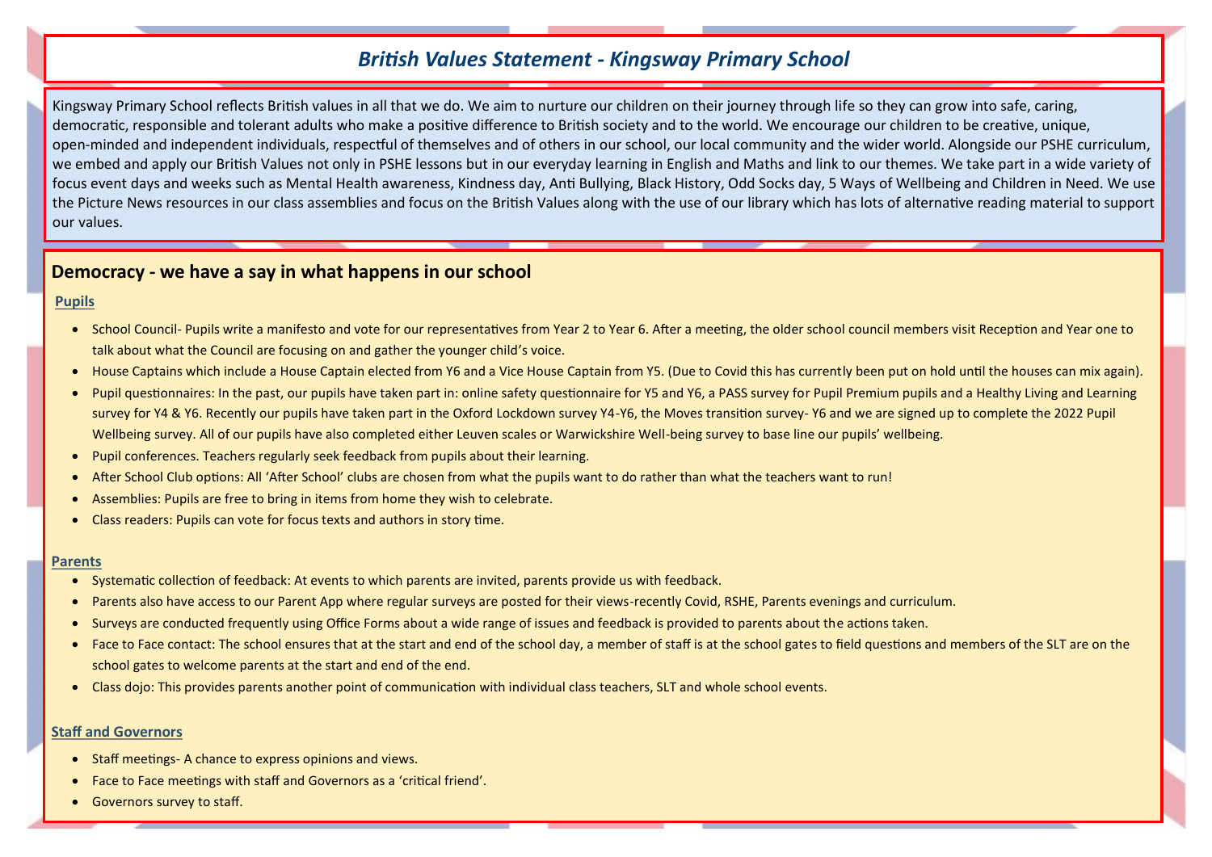# *British Values Statement - Kingsway Primary School*

Kingsway Primary School reflects British values in all that we do. We aim to nurture our children on their journey through life so they can grow into safe, caring, democratic, responsible and tolerant adults who make a positive difference to British society and to the world. We encourage our children to be creative, unique, open-minded and independent individuals, respectful of themselves and of others in our school, our local community and the wider world. Alongside our PSHE curriculum, we embed and apply our British Values not only in PSHE lessons but in our everyday learning in English and Maths and link to our themes. We take part in a wide variety of focus event days and weeks such as Mental Health awareness, Kindness day, Anti Bullying, Black History, Odd Socks day, 5 Ways of Wellbeing and Children in Need. We use the Picture News resources in our class assemblies and focus on the British Values along with the use of our library which has lots of alternative reading material to support our values.

## Democracy - we have a say in what happens in our school

### Pupils

- School Council- Pupils write a manifesto and vote for our representatives from Year 2 to Year 6. After a meeting, the older school council members visit Reception and Year one to talk about what the Council are focusing on and gather the younger child's voice.
- House Captains which include a House Captain elected from Y6 and a Vice House Captain from Y5. (Due to Covid this has currently been put on hold until the houses can mix again).
- Pupil questionnaires: In the past, our pupils have taken part in: online safety questionnaire for Y5 and Y6, a PASS survey for Pupil Premium pupils and a Healthy Living and Learning survey for Y4 & Y6. Recently our pupils have taken part in the Oxford Lockdown survey Y4-Y6, the Moves transition survey- Y6 and we are signed up to complete the 2022 Pupil Wellbeing survey. All of our pupils have also completed either Leuven scales or Warwickshire Well-being survey to base line our pupils' wellbeing.
- Pupil conferences. Teachers regularly seek feedback from pupils about their learning.
- After School Club options: All 'After School' clubs are chosen from what the pupils want to do rather than what the teachers want to run!
- Assemblies: Pupils are free to bring in items from home they wish to celebrate.
- Class readers: Pupils can vote for focus texts and authors in story time.

### Parents

- Systematic collection of feedback: At events to which parents are invited, parents provide us with feedback.
- Parents also have access to our Parent App where regular surveys are posted for their views-recently Covid, RSHE, Parents evenings and curriculum.
- Surveys are conducted frequently using Office Forms about a wide range of issues and feedback is provided to parents about the actions taken.
- Face to Face contact: The school ensures that at the start and end of the school day, a member of staff is at the school gates to field questions and members of the SLT are on the school gates to welcome parents at the start and end of the end.
- Class dojo: This provides parents another point of communication with individual class teachers, SLT and whole school events.

### Staff and Governors

- Staff meetings- A chance to express opinions and views.
- Face to Face meetings with staff and Governors as a 'critical friend'.
- Governors survey to staff.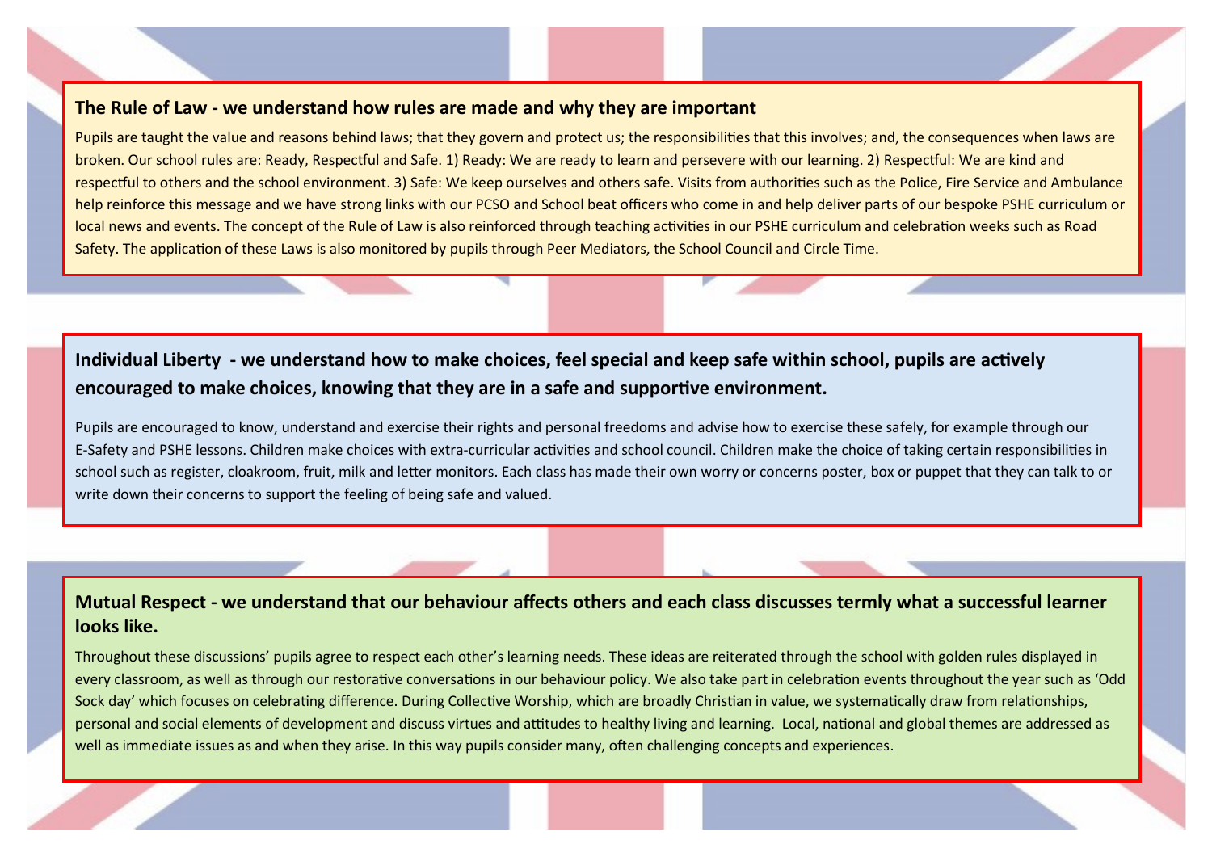## The Rule of Law - we understand how rules are made and why they are important

Pupils are taught the value and reasons behind laws; that they govern and protect us; the responsibilities that this involves; and, the consequences when laws are broken. Our school rules are: Ready, Respectful and Safe. 1) Ready: We are ready to learn and persevere with our learning. 2) Respectful: We are kind and respectful to others and the school environment. 3) Safe: We keep ourselves and others safe. Visits from authorities such as the Police, Fire Service and Ambulance help reinforce this message and we have strong links with our PCSO and School beat officers who come in and help deliver parts of our bespoke PSHE curriculum or local news and events. The concept of the Rule of Law is also reinforced through teaching activities in our PSHE curriculum and celebration weeks such as Road Safety. The application of these Laws is also monitored by pupils through Peer Mediators, the School Council and Circle Time.

## Individual Liberty - we understand how to make choices, feel special and keep safe within school, pupils are actively encouraged to make choices, knowing that they are in a safe and supportive environment.

Pupils are encouraged to know, understand and exercise their rights and personal freedoms and advise how to exercise these safely, for example through our E-Safety and PSHE lessons. Children make choices with extra-curricular activities and school council. Children make the choice of taking certain responsibilities in school such as register, cloakroom, fruit, milk and letter monitors. Each class has made their own worry or concerns poster, box or puppet that they can talk to or write down their concerns to support the feeling of being safe and valued.

## Mutual Respect - we understand that our behaviour affects others and each class discusses termly what a successful learner looks like.

Throughout these discussions' pupils agree to respect each other's learning needs. These ideas are reiterated through the school with golden rules displayed in every classroom, as well as through our restorative conversations in our behaviour policy. We also take part in celebration events throughout the year such as 'Odd Sock day' which focuses on celebrating difference. During Collective Worship, which are broadly Christian in value, we systematically draw from relationships, personal and social elements of development and discuss virtues and attitudes to healthy living and learning. Local, national and global themes are addressed as well as immediate issues as and when they arise. In this way pupils consider many, often challenging concepts and experiences.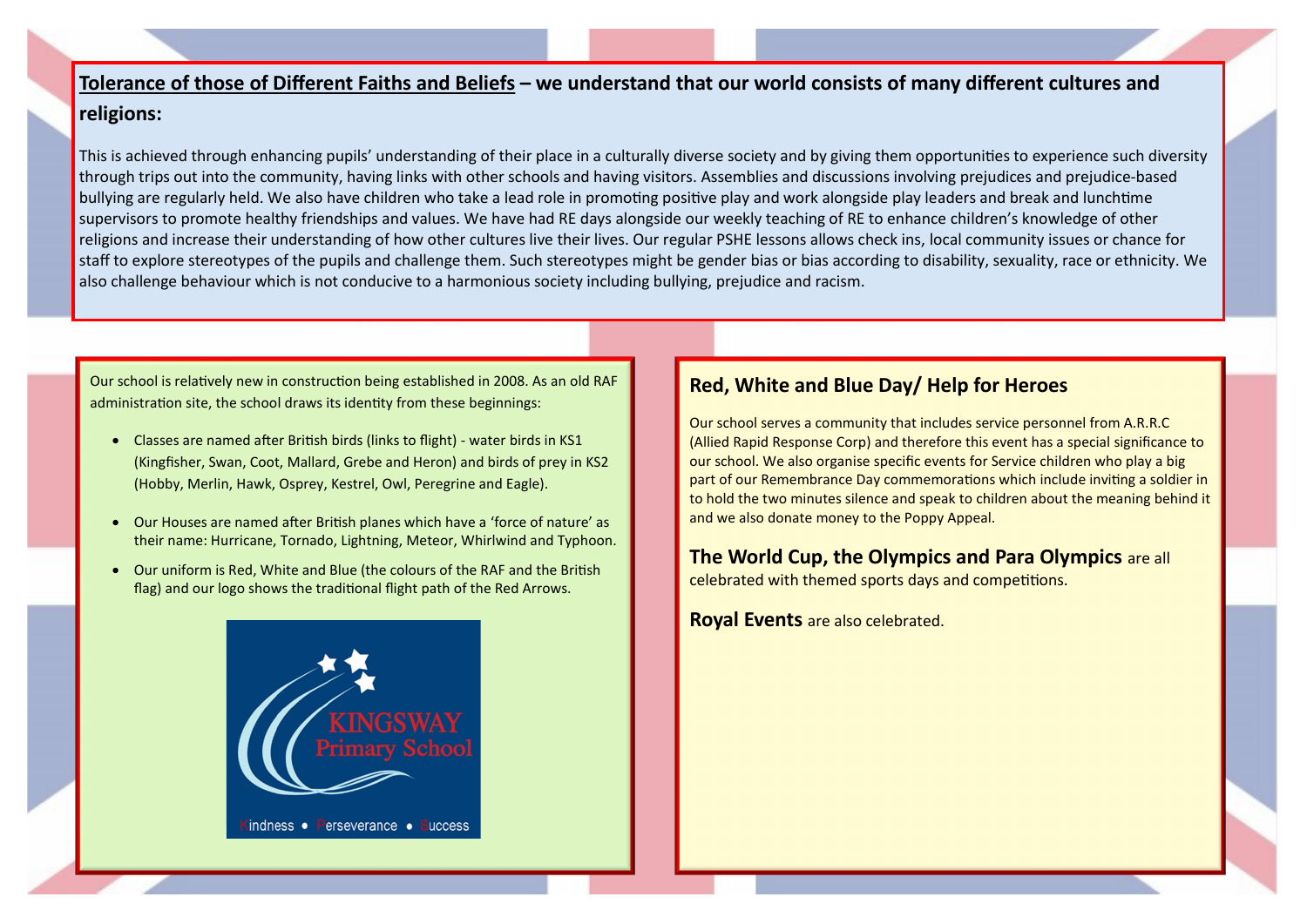## Tolerance of those of Different Faiths and Beliefs – we understand that our world consists of many different cultures and religions:

This is achieved through enhancing pupils' understanding of their place in a culturally diverse society and by giving them opportunities to experience such diversity through trips out into the community, having links with other schools and having visitors. Assemblies and discussions involving prejudices and prejudice-based bullying are regularly held. We also have children who take a lead role in promoting positive play and work alongside play leaders and break and lunchtime supervisors to promote healthy friendships and values. We have had RE days alongside our weekly teaching of RE to enhance children's knowledge of other religions and increase their understanding of how other cultures live their lives. Our regular PSHE lessons allows check ins, local community issues or chance for staff to explore stereotypes of the pupils and challenge them. Such stereotypes might be gender bias or bias according to disability, sexuality, race or ethnicity. We also challenge behaviour which is not conducive to a harmonious society including bullying, prejudice and racism.

Our school is relatively new in construction being established in 2008. As an old RAF administration site, the school draws its identity from these beginnings:

- Classes are named after British birds (links to flight) - water birds in KS1 (Kingfisher, Swan, Coot, Mallard, Grebe and Heron) and birds of prey in KS2 (Hobby, Merlin, Hawk, Osprey, Kestrel, Owl, Peregrine and Eagle).
- Our Houses are named after British planes which have a 'force of nature' as their name: Hurricane, Tornado, Lightning, Meteor, Whirlwind and Typhoon.
- Our uniform is Red, White and Blue (the colours of the RAF and the British flag) and our logo shows the traditional flight path of the Red Arrows.

KINGSWAY Primary School

Kindness • Perseverance • Success

## Red, White and Blue Day/ Help for Heroes

Our school serves a community that includes service personnel from A.R.R.C (Allied Rapid Response Corp) and therefore this event has a special significance to our school. We also organise specific events for Service children who play a big part of our Remembrance Day commemorations which include inviting a soldier in to hold the two minutes silence and speak to children about the meaning behind it and we also donate money to the Poppy Appeal.

**The World Cup, the Olympics and Para Olympics** are all celebrated with themed sports days and competitions.

**Royal Events** are also celebrated.